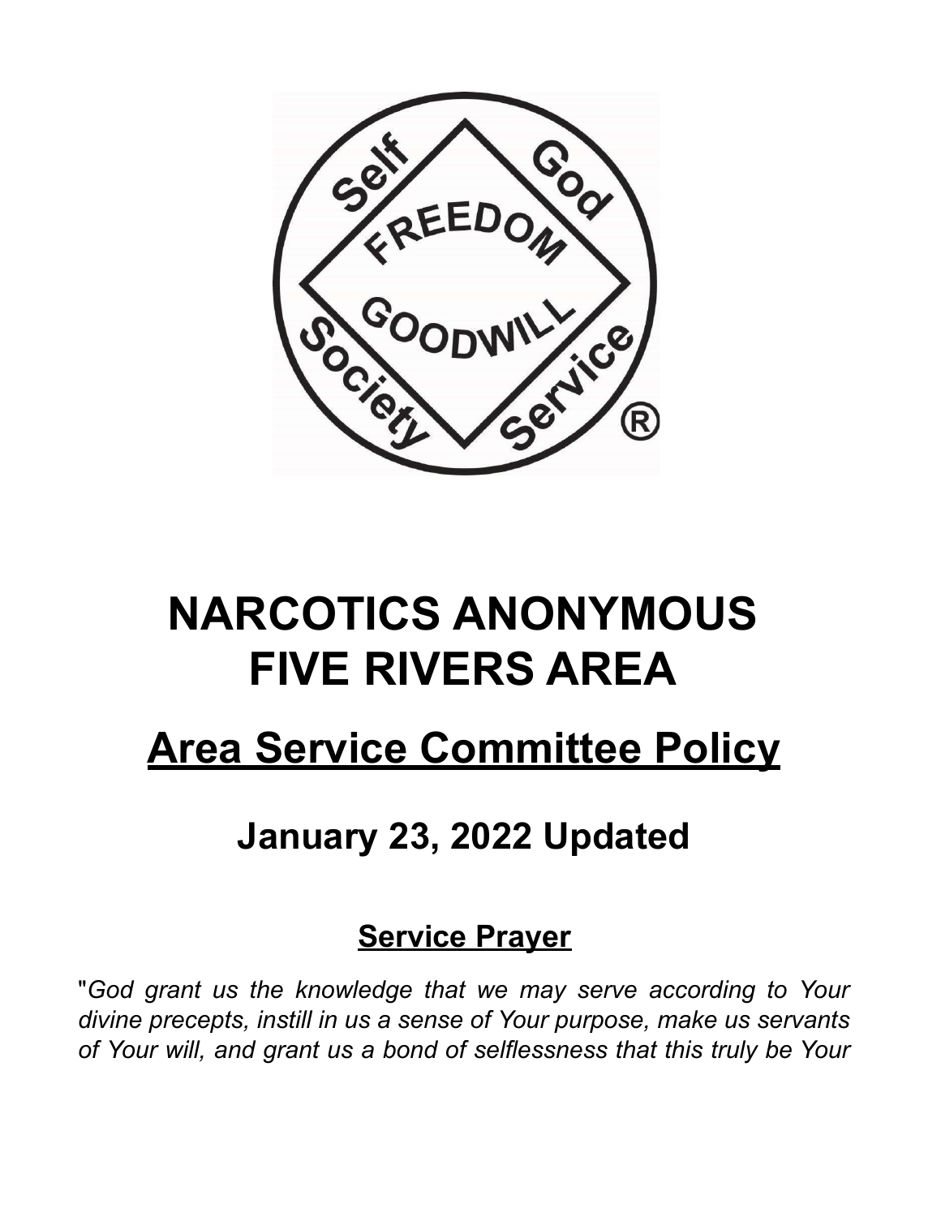# NARCOTICS ANONYMOUS FIVE RIVERS AREA

## Area Service Committee Policy

## January 23, 2022 Updated

### Service Prayer

"*God grant us the knowledge that we may serve according to Your divine precepts, instill in us a sense of Your purpose, make us servants of Your will, and grant us a bond of selflessness that this truly be Your*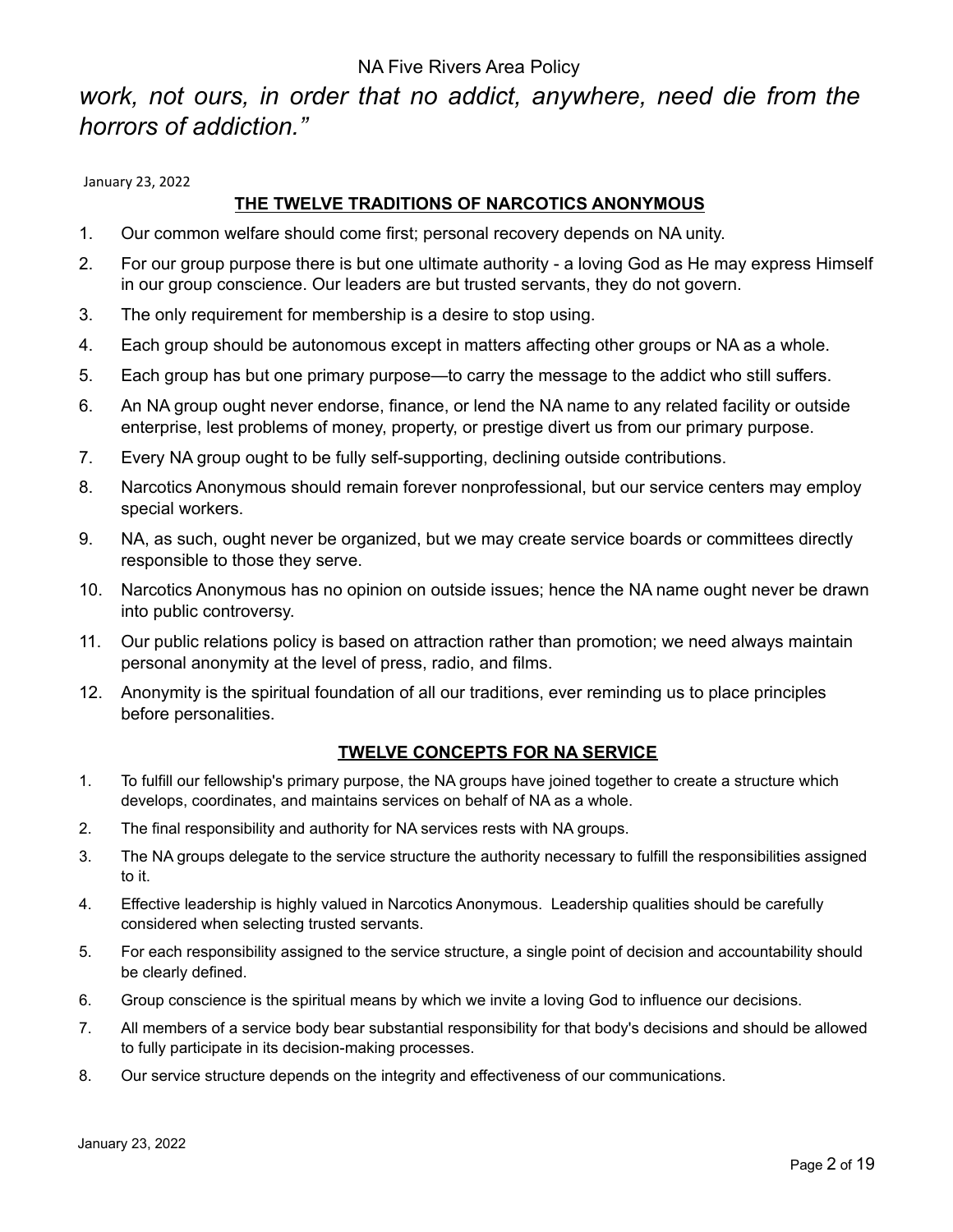*work, not ours, in order that no addict, anywhere, need die from the horrors of addiction."*

January 23, 2022

## THE TWELVE TRADITIONS OF NARCOTICS ANONYMOUS

1. Our common welfare should come first; personal recovery depends on NA unity.
2. For our group purpose there is but one ultimate authority - a loving God as He may express Himself in our group conscience. Our leaders are but trusted servants, they do not govern.
3. The only requirement for membership is a desire to stop using.
4. Each group should be autonomous except in matters affecting other groups or NA as a whole.
5. Each group has but one primary purpose—to carry the message to the addict who still suffers.
6. An NA group ought never endorse, finance, or lend the NA name to any related facility or outside enterprise, lest problems of money, property, or prestige divert us from our primary purpose.
7. Every NA group ought to be fully self-supporting, declining outside contributions.
8. Narcotics Anonymous should remain forever nonprofessional, but our service centers may employ special workers.
9. NA, as such, ought never be organized, but we may create service boards or committees directly responsible to those they serve.
10. Narcotics Anonymous has no opinion on outside issues; hence the NA name ought never be drawn into public controversy.
11. Our public relations policy is based on attraction rather than promotion; we need always maintain personal anonymity at the level of press, radio, and films.
12. Anonymity is the spiritual foundation of all our traditions, ever reminding us to place principles before personalities.

## TWELVE CONCEPTS FOR NA SERVICE

1. To fulfill our fellowship's primary purpose, the NA groups have joined together to create a structure which develops, coordinates, and maintains services on behalf of NA as a whole.
2. The final responsibility and authority for NA services rests with NA groups.
3. The NA groups delegate to the service structure the authority necessary to fulfill the responsibilities assigned to it.
4. Effective leadership is highly valued in Narcotics Anonymous. Leadership qualities should be carefully considered when selecting trusted servants.
5. For each responsibility assigned to the service structure, a single point of decision and accountability should be clearly defined.
6. Group conscience is the spiritual means by which we invite a loving God to influence our decisions.
7. All members of a service body bear substantial responsibility for that body's decisions and should be allowed to fully participate in its decision-making processes.
8. Our service structure depends on the integrity and effectiveness of our communications.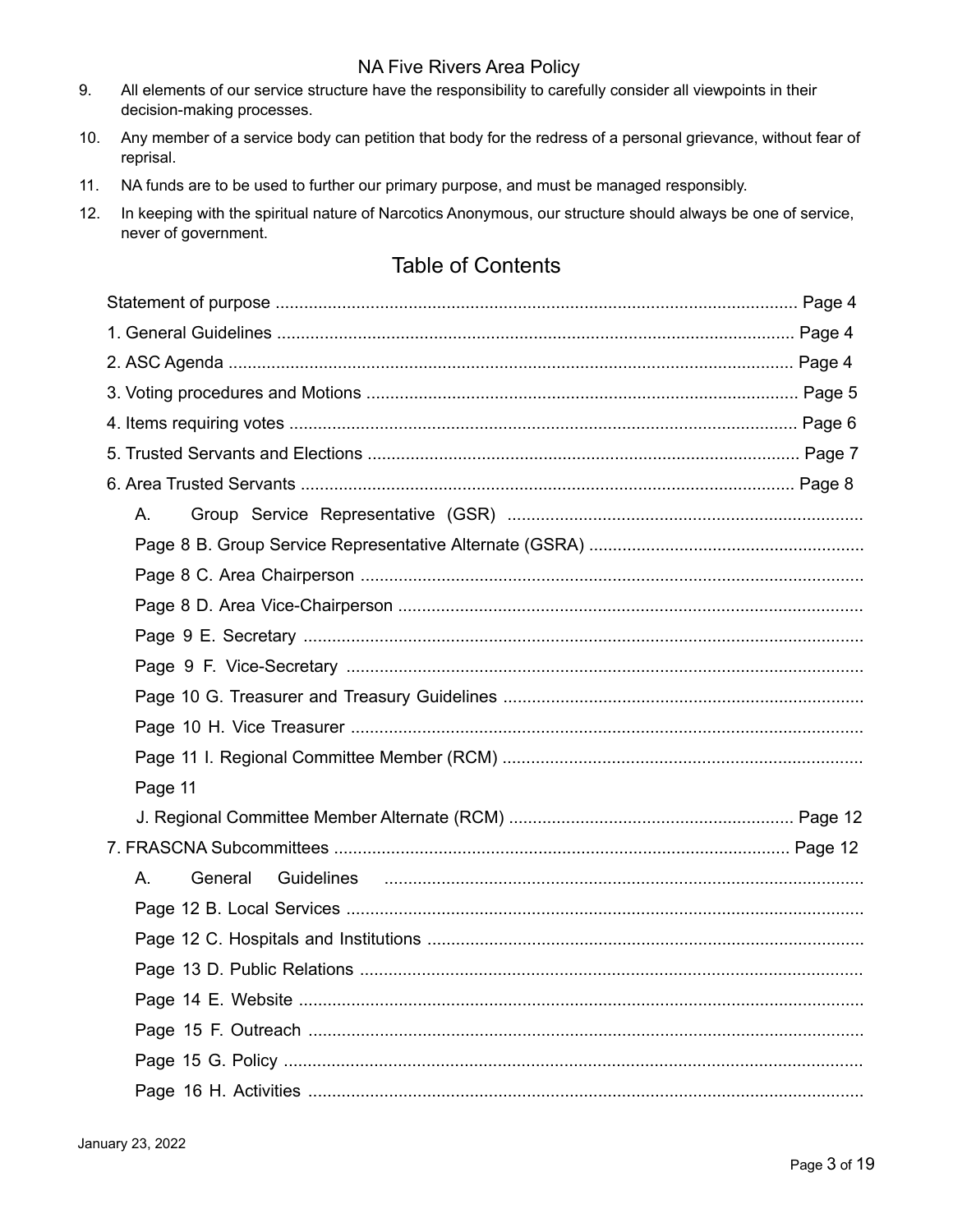9. All elements of our service structure have the responsibility to carefully consider all viewpoints in their decision-making processes.
10. Any member of a service body can petition that body for the redress of a personal grievance, without fear of reprisal.
11. NA funds are to be used to further our primary purpose, and must be managed responsibly.
12. In keeping with the spiritual nature of Narcotics Anonymous, our structure should always be one of service, never of government.

## Table of Contents

Statement of purpose .................................................. Page 4

1. General Guidelines .................................................. Page 4
2. ASC Agenda .................................................. Page 4
3. Voting procedures and Motions .................................................. Page 5
4. Items requiring votes .................................................. Page 6
5. Trusted Servants and Elections .................................................. Page 7
6. Area Trusted Servants .................................................. Page 8
   - A. Group Service Representative (GSR) .................................................. Page 8
   - B. Group Service Representative Alternate (GSRA) .................................................. Page 8
   - C. Area Chairperson .................................................. Page 8
   - D. Area Vice-Chairperson .................................................. Page 9
   - E. Secretary .................................................. Page 9
   - F. Vice-Secretary .................................................. Page 10
   - G. Treasurer and Treasury Guidelines .................................................. Page 10
   - H. Vice Treasurer .................................................. Page 11
   - I. Regional Committee Member (RCM) .................................................. Page 11
   - J. Regional Committee Member Alternate (RCM) .................................................. Page 12
7. FRASCNA Subcommittees .................................................. Page 12
   - A. General Guidelines .................................................. Page 12
   - B. Local Services .................................................. Page 12
   - C. Hospitals and Institutions .................................................. Page 13
   - D. Public Relations .................................................. Page 14
   - E. Website .................................................. Page 15
   - F. Outreach .................................................. Page 15
   - G. Policy .................................................. Page 16
   - H. Activities ..................................................

January 23, 2022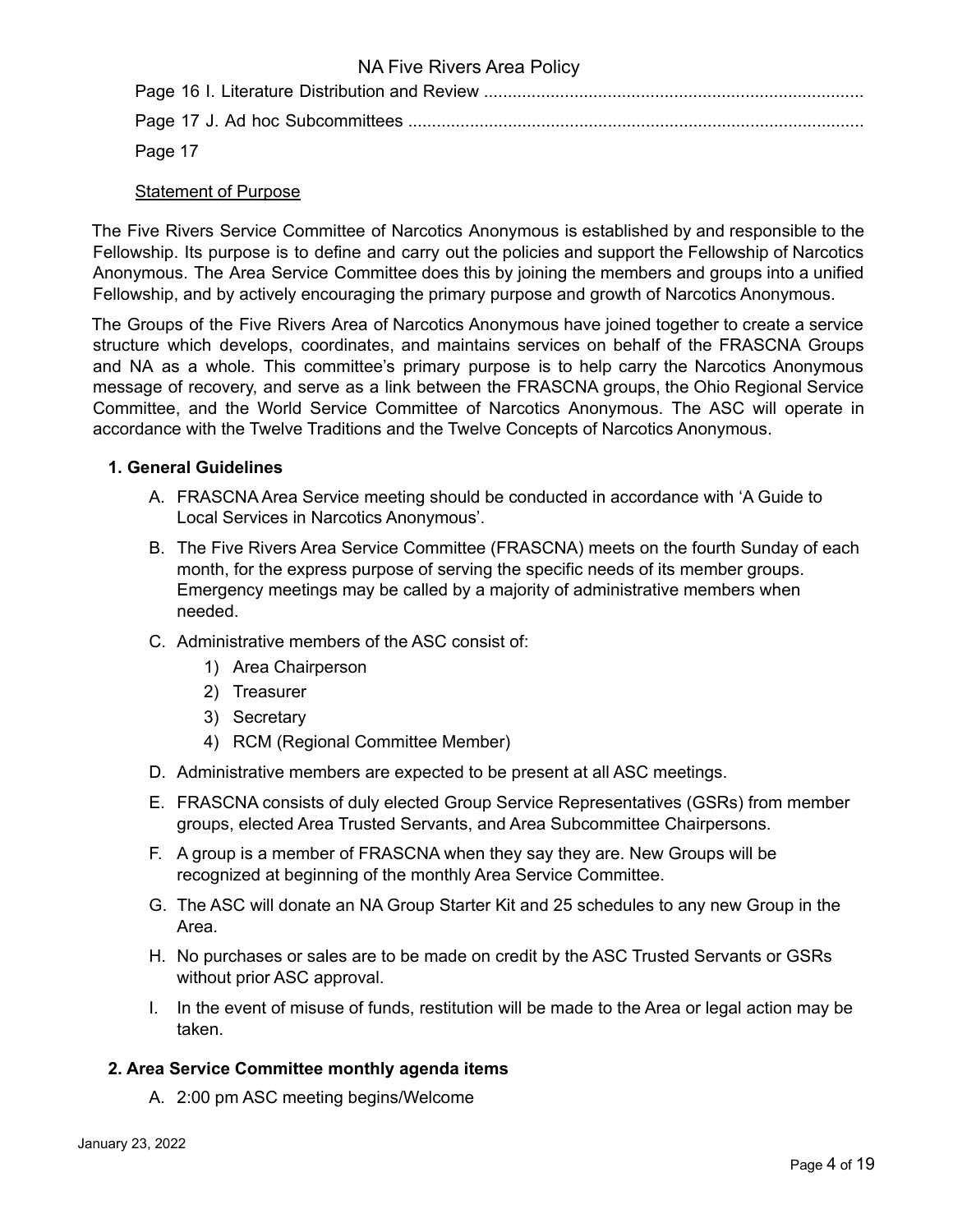Page 16 I. Literature Distribution and Review ................................................................................

Page 17 J. Ad hoc Subcommittees ................................................................................................

Page 17

Statement of Purpose

The Five Rivers Service Committee of Narcotics Anonymous is established by and responsible to the Fellowship. Its purpose is to define and carry out the policies and support the Fellowship of Narcotics Anonymous. The Area Service Committee does this by joining the members and groups into a unified Fellowship, and by actively encouraging the primary purpose and growth of Narcotics Anonymous.

The Groups of the Five Rivers Area of Narcotics Anonymous have joined together to create a service structure which develops, coordinates, and maintains services on behalf of the FRASCNA Groups and NA as a whole. This committee's primary purpose is to help carry the Narcotics Anonymous message of recovery, and serve as a link between the FRASCNA groups, the Ohio Regional Service Committee, and the World Service Committee of Narcotics Anonymous. The ASC will operate in accordance with the Twelve Traditions and the Twelve Concepts of Narcotics Anonymous.

**1. General Guidelines**

A. FRASCNA Area Service meeting should be conducted in accordance with 'A Guide to Local Services in Narcotics Anonymous'.

B. The Five Rivers Area Service Committee (FRASCNA) meets on the fourth Sunday of each month, for the express purpose of serving the specific needs of its member groups. Emergency meetings may be called by a majority of administrative members when needed.

C. Administrative members of the ASC consist of:
   1) Area Chairperson
   2) Treasurer
   3) Secretary
   4) RCM (Regional Committee Member)

D. Administrative members are expected to be present at all ASC meetings.

E. FRASCNA consists of duly elected Group Service Representatives (GSRs) from member groups, elected Area Trusted Servants, and Area Subcommittee Chairpersons.

F. A group is a member of FRASCNA when they say they are. New Groups will be recognized at beginning of the monthly Area Service Committee.

G. The ASC will donate an NA Group Starter Kit and 25 schedules to any new Group in the Area.

H. No purchases or sales are to be made on credit by the ASC Trusted Servants or GSRs without prior ASC approval.

I. In the event of misuse of funds, restitution will be made to the Area or legal action may be taken.

**2. Area Service Committee monthly agenda items**

A. 2:00 pm ASC meeting begins/Welcome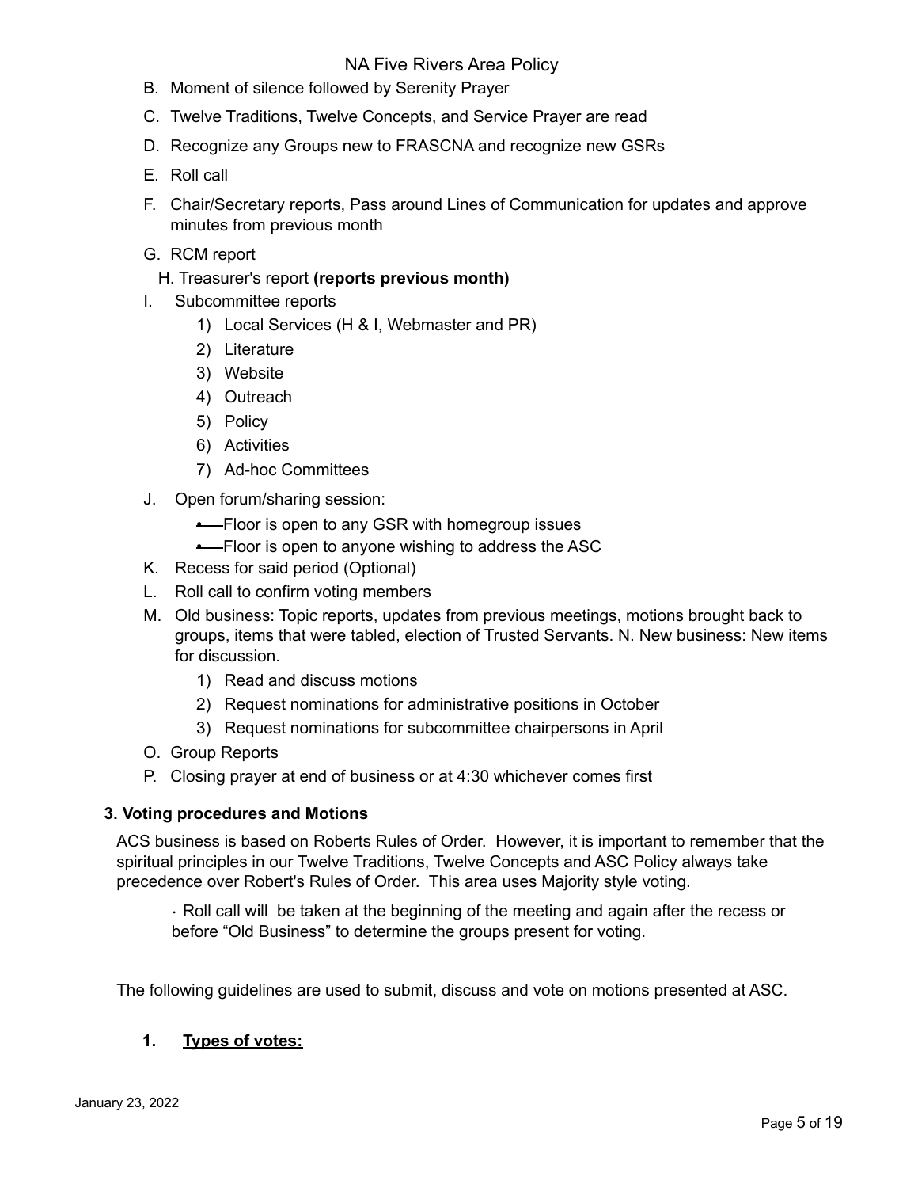B. Moment of silence followed by Serenity Prayer

C. Twelve Traditions, Twelve Concepts, and Service Prayer are read

D. Recognize any Groups new to FRASCNA and recognize new GSRs

E. Roll call

F. Chair/Secretary reports, Pass around Lines of Communication for updates and approve minutes from previous month

G. RCM report

H. Treasurer's report **(reports previous month)**

I. Subcommittee reports
   1) Local Services (H & I, Webmaster and PR)
   2) Literature
   3) Website
   4) Outreach
   5) Policy
   6) Activities
   7) Ad-hoc Committees

J. Open forum/sharing session:
   - Floor is open to any GSR with homegroup issues
   - Floor is open to anyone wishing to address the ASC

K. Recess for said period (Optional)

L. Roll call to confirm voting members

M. Old business: Topic reports, updates from previous meetings, motions brought back to groups, items that were tabled, election of Trusted Servants. N. New business: New items for discussion.
   1) Read and discuss motions
   2) Request nominations for administrative positions in October
   3) Request nominations for subcommittee chairpersons in April

O. Group Reports

P. Closing prayer at end of business or at 4:30 whichever comes first

**3. Voting procedures and Motions**

ACS business is based on Roberts Rules of Order. However, it is important to remember that the spiritual principles in our Twelve Traditions, Twelve Concepts and ASC Policy always take precedence over Robert's Rules of Order. This area uses Majority style voting.

· Roll call will be taken at the beginning of the meeting and again after the recess or before "Old Business" to determine the groups present for voting.

The following guidelines are used to submit, discuss and vote on motions presented at ASC.

1. **<u>Types of votes:</u>**

January 23, 2022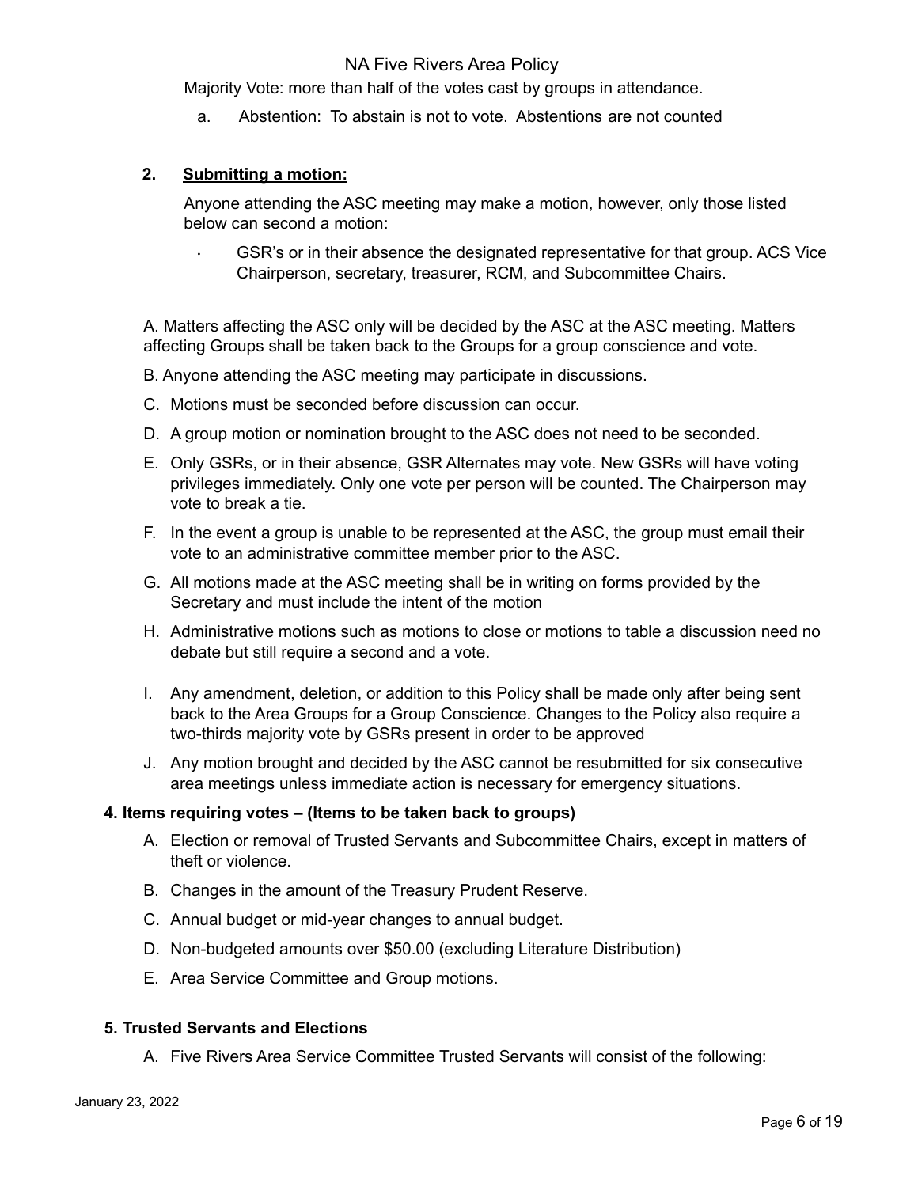Majority Vote: more than half of the votes cast by groups in attendance.

a. Abstention: To abstain is not to vote. Abstentions are not counted

**2. <u>Submitting a motion:</u>**

Anyone attending the ASC meeting may make a motion, however, only those listed below can second a motion:

- GSR's or in their absence the designated representative for that group. ACS Vice Chairperson, secretary, treasurer, RCM, and Subcommittee Chairs.

A. Matters affecting the ASC only will be decided by the ASC at the ASC meeting. Matters affecting Groups shall be taken back to the Groups for a group conscience and vote.

B. Anyone attending the ASC meeting may participate in discussions.

C. Motions must be seconded before discussion can occur.

D. A group motion or nomination brought to the ASC does not need to be seconded.

E. Only GSRs, or in their absence, GSR Alternates may vote. New GSRs will have voting privileges immediately. Only one vote per person will be counted. The Chairperson may vote to break a tie.

F. In the event a group is unable to be represented at the ASC, the group must email their vote to an administrative committee member prior to the ASC.

G. All motions made at the ASC meeting shall be in writing on forms provided by the Secretary and must include the intent of the motion

H. Administrative motions such as motions to close or motions to table a discussion need no debate but still require a second and a vote.

I. Any amendment, deletion, or addition to this Policy shall be made only after being sent back to the Area Groups for a Group Conscience. Changes to the Policy also require a two-thirds majority vote by GSRs present in order to be approved

J. Any motion brought and decided by the ASC cannot be resubmitted for six consecutive area meetings unless immediate action is necessary for emergency situations.

**4. Items requiring votes – (Items to be taken back to groups)**

A. Election or removal of Trusted Servants and Subcommittee Chairs, except in matters of theft or violence.

B. Changes in the amount of the Treasury Prudent Reserve.

C. Annual budget or mid-year changes to annual budget.

D. Non-budgeted amounts over $50.00 (excluding Literature Distribution)

E. Area Service Committee and Group motions.

**5. Trusted Servants and Elections**

A. Five Rivers Area Service Committee Trusted Servants will consist of the following: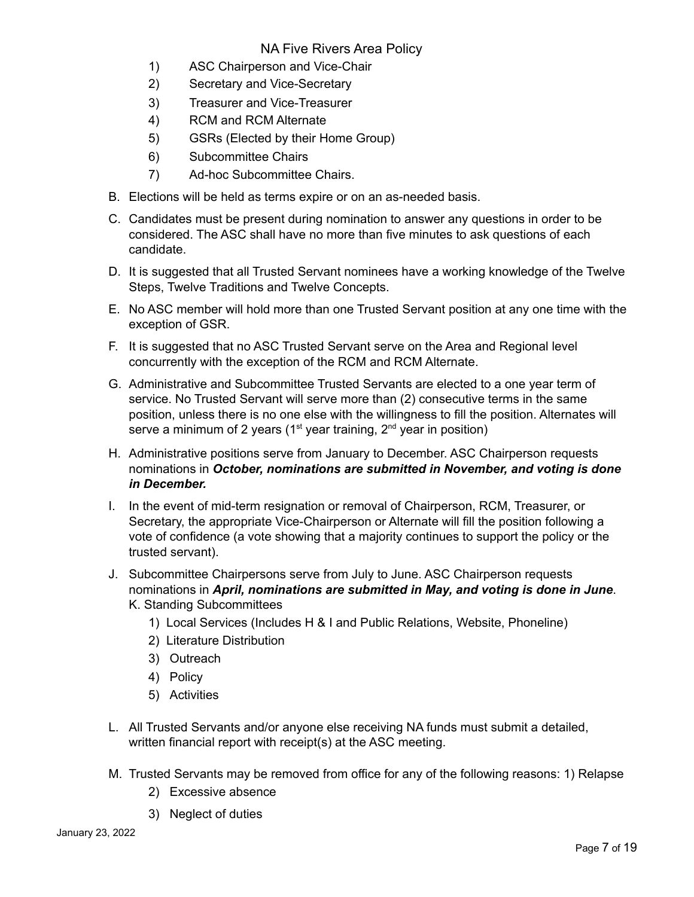1) ASC Chairperson and Vice-Chair
2) Secretary and Vice-Secretary
3) Treasurer and Vice-Treasurer
4) RCM and RCM Alternate
5) GSRs (Elected by their Home Group)
6) Subcommittee Chairs
7) Ad-hoc Subcommittee Chairs.

B. Elections will be held as terms expire or on an as-needed basis.

C. Candidates must be present during nomination to answer any questions in order to be considered. The ASC shall have no more than five minutes to ask questions of each candidate.

D. It is suggested that all Trusted Servant nominees have a working knowledge of the Twelve Steps, Twelve Traditions and Twelve Concepts.

E. No ASC member will hold more than one Trusted Servant position at any one time with the exception of GSR.

F. It is suggested that no ASC Trusted Servant serve on the Area and Regional level concurrently with the exception of the RCM and RCM Alternate.

G. Administrative and Subcommittee Trusted Servants are elected to a one year term of service. No Trusted Servant will serve more than (2) consecutive terms in the same position, unless there is no one else with the willingness to fill the position. Alternates will serve a minimum of 2 years (1st year training, 2nd year in position)

H. Administrative positions serve from January to December. ASC Chairperson requests nominations in ***October, nominations are submitted in November, and voting is done in December.***

I. In the event of mid-term resignation or removal of Chairperson, RCM, Treasurer, or Secretary, the appropriate Vice-Chairperson or Alternate will fill the position following a vote of confidence (a vote showing that a majority continues to support the policy or the trusted servant).

J. Subcommittee Chairpersons serve from July to June. ASC Chairperson requests nominations in ***April, nominations are submitted in May, and voting is done in June***.
K. Standing Subcommittees
   1) Local Services (Includes H & I and Public Relations, Website, Phoneline)
   2) Literature Distribution
   3) Outreach
   4) Policy
   5) Activities

L. All Trusted Servants and/or anyone else receiving NA funds must submit a detailed, written financial report with receipt(s) at the ASC meeting.

M. Trusted Servants may be removed from office for any of the following reasons: 1) Relapse
   2) Excessive absence
   3) Neglect of duties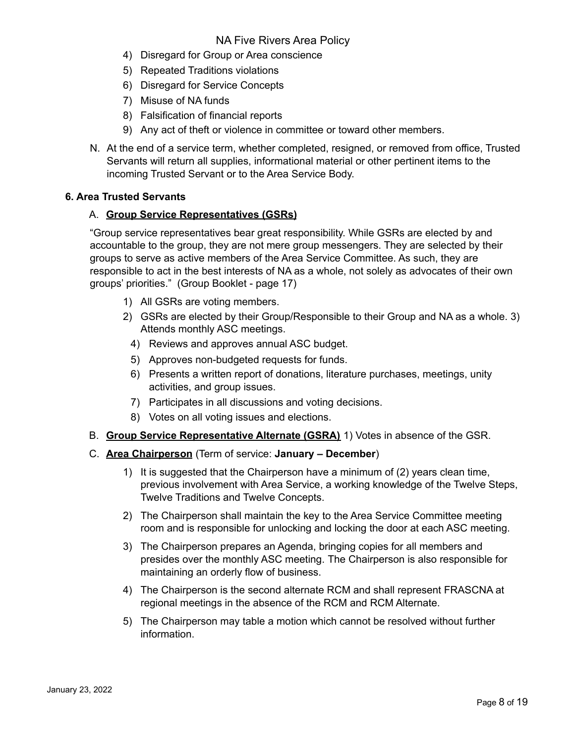4) Disregard for Group or Area conscience
5) Repeated Traditions violations
6) Disregard for Service Concepts
7) Misuse of NA funds
8) Falsification of financial reports
9) Any act of theft or violence in committee or toward other members.

N. At the end of a service term, whether completed, resigned, or removed from office, Trusted Servants will return all supplies, informational material or other pertinent items to the incoming Trusted Servant or to the Area Service Body.

### 6. Area Trusted Servants

A. **Group Service Representatives (GSRs)**

"Group service representatives bear great responsibility. While GSRs are elected by and accountable to the group, they are not mere group messengers. They are selected by their groups to serve as active members of the Area Service Committee. As such, they are responsible to act in the best interests of NA as a whole, not solely as advocates of their own groups' priorities." (Group Booklet - page 17)

1) All GSRs are voting members.
2) GSRs are elected by their Group/Responsible to their Group and NA as a whole. 3) Attends monthly ASC meetings.
4) Reviews and approves annual ASC budget.
5) Approves non-budgeted requests for funds.
6) Presents a written report of donations, literature purchases, meetings, unity activities, and group issues.
7) Participates in all discussions and voting decisions.
8) Votes on all voting issues and elections.

B. **Group Service Representative Alternate (GSRA)** 1) Votes in absence of the GSR.

C. **Area Chairperson** (Term of service: **January – December**)

1) It is suggested that the Chairperson have a minimum of (2) years clean time, previous involvement with Area Service, a working knowledge of the Twelve Steps, Twelve Traditions and Twelve Concepts.
2) The Chairperson shall maintain the key to the Area Service Committee meeting room and is responsible for unlocking and locking the door at each ASC meeting.
3) The Chairperson prepares an Agenda, bringing copies for all members and presides over the monthly ASC meeting. The Chairperson is also responsible for maintaining an orderly flow of business.
4) The Chairperson is the second alternate RCM and shall represent FRASCNA at regional meetings in the absence of the RCM and RCM Alternate.
5) The Chairperson may table a motion which cannot be resolved without further information.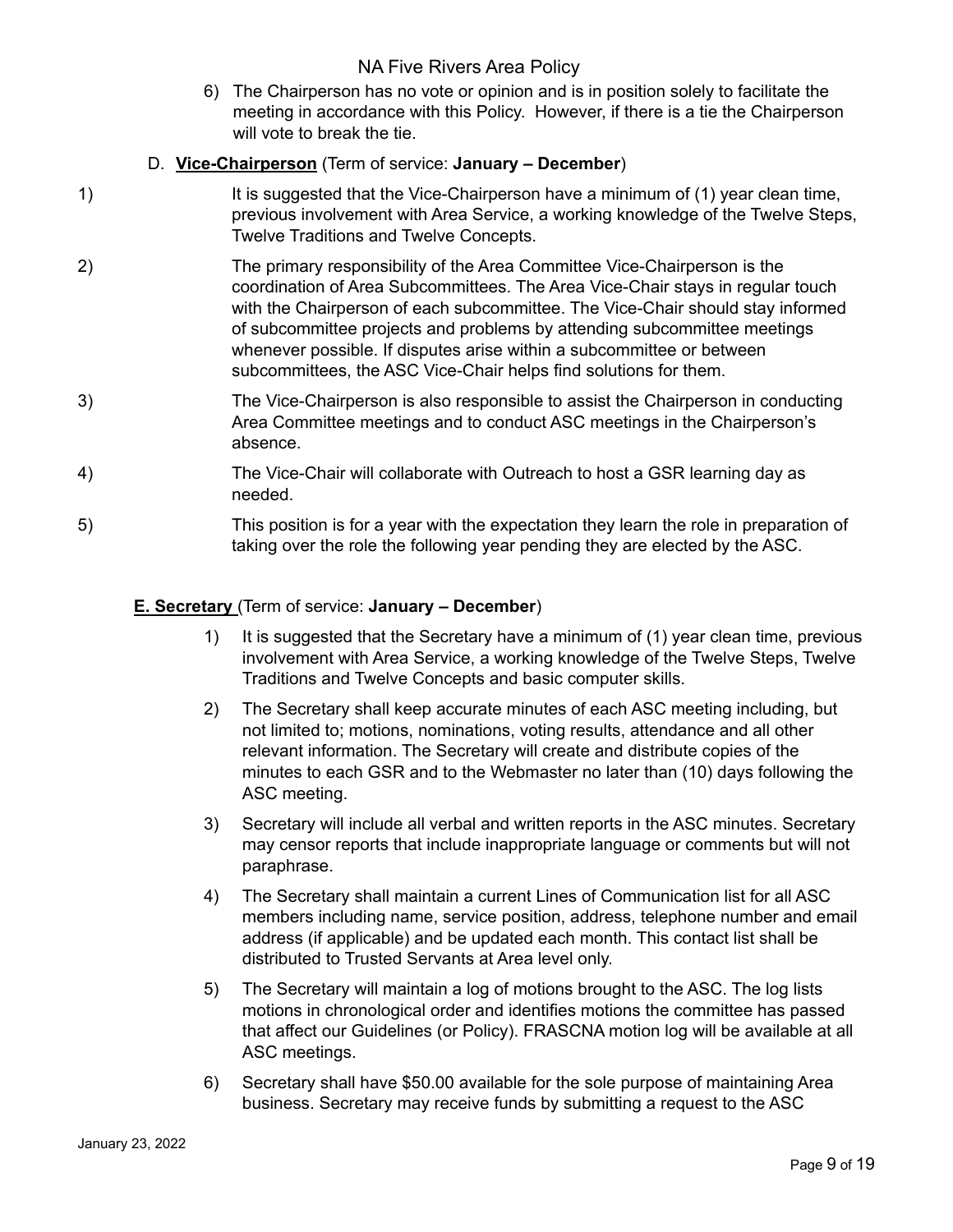6) The Chairperson has no vote or opinion and is in position solely to facilitate the meeting in accordance with this Policy. However, if there is a tie the Chairperson will vote to break the tie.

### D. **Vice-Chairperson** (Term of service: **January – December**)

1) It is suggested that the Vice-Chairperson have a minimum of (1) year clean time, previous involvement with Area Service, a working knowledge of the Twelve Steps, Twelve Traditions and Twelve Concepts.

2) The primary responsibility of the Area Committee Vice-Chairperson is the coordination of Area Subcommittees. The Area Vice-Chair stays in regular touch with the Chairperson of each subcommittee. The Vice-Chair should stay informed of subcommittee projects and problems by attending subcommittee meetings whenever possible. If disputes arise within a subcommittee or between subcommittees, the ASC Vice-Chair helps find solutions for them.

3) The Vice-Chairperson is also responsible to assist the Chairperson in conducting Area Committee meetings and to conduct ASC meetings in the Chairperson's absence.

4) The Vice-Chair will collaborate with Outreach to host a GSR learning day as needed.

5) This position is for a year with the expectation they learn the role in preparation of taking over the role the following year pending they are elected by the ASC.

### **E. Secretary** (Term of service: **January – December**)

1) It is suggested that the Secretary have a minimum of (1) year clean time, previous involvement with Area Service, a working knowledge of the Twelve Steps, Twelve Traditions and Twelve Concepts and basic computer skills.

2) The Secretary shall keep accurate minutes of each ASC meeting including, but not limited to; motions, nominations, voting results, attendance and all other relevant information. The Secretary will create and distribute copies of the minutes to each GSR and to the Webmaster no later than (10) days following the ASC meeting.

3) Secretary will include all verbal and written reports in the ASC minutes. Secretary may censor reports that include inappropriate language or comments but will not paraphrase.

4) The Secretary shall maintain a current Lines of Communication list for all ASC members including name, service position, address, telephone number and email address (if applicable) and be updated each month. This contact list shall be distributed to Trusted Servants at Area level only.

5) The Secretary will maintain a log of motions brought to the ASC. The log lists motions in chronological order and identifies motions the committee has passed that affect our Guidelines (or Policy). FRASCNA motion log will be available at all ASC meetings.

6) Secretary shall have $50.00 available for the sole purpose of maintaining Area business. Secretary may receive funds by submitting a request to the ASC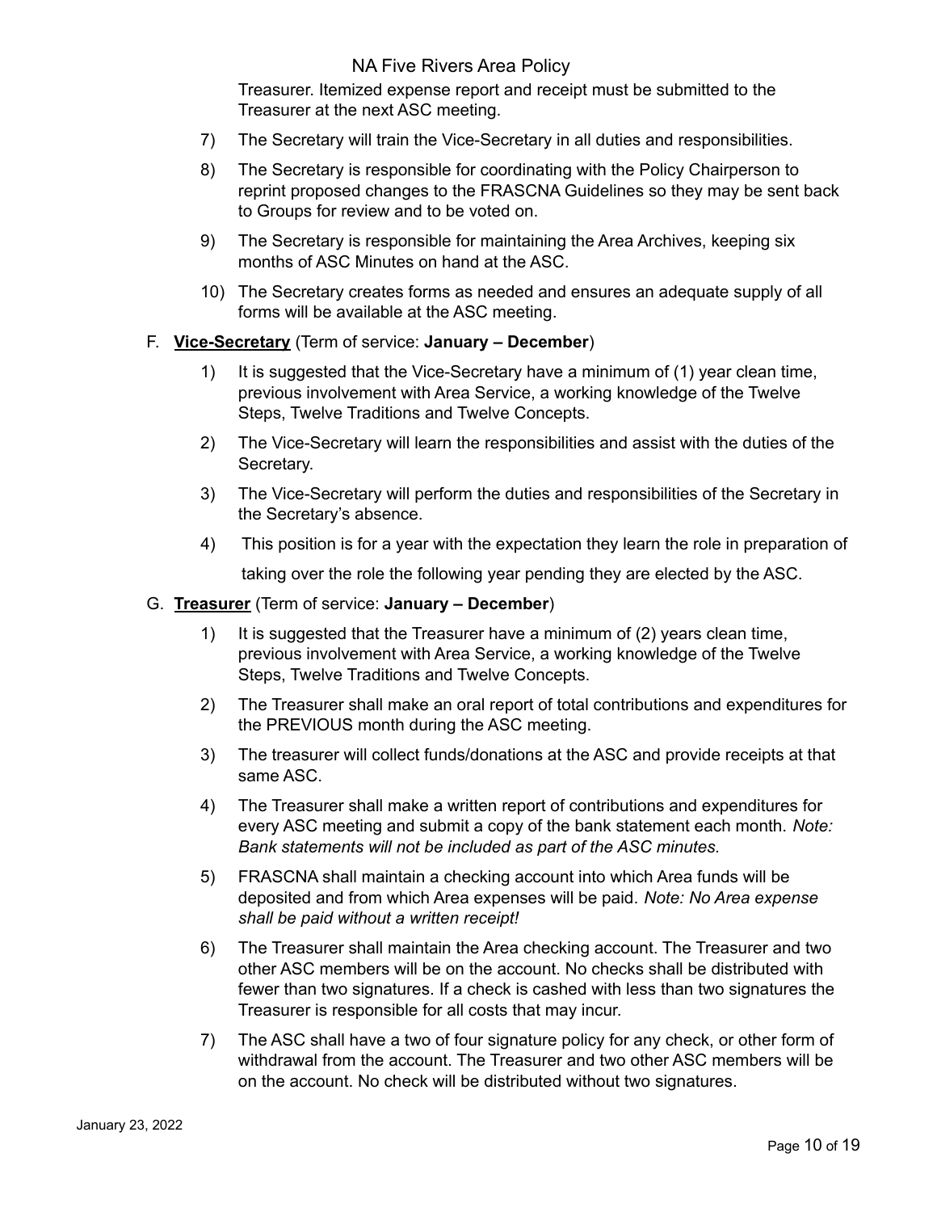Treasurer. Itemized expense report and receipt must be submitted to the Treasurer at the next ASC meeting.

7) The Secretary will train the Vice-Secretary in all duties and responsibilities.

8) The Secretary is responsible for coordinating with the Policy Chairperson to reprint proposed changes to the FRASCNA Guidelines so they may be sent back to Groups for review and to be voted on.

9) The Secretary is responsible for maintaining the Area Archives, keeping six months of ASC Minutes on hand at the ASC.

10) The Secretary creates forms as needed and ensures an adequate supply of all forms will be available at the ASC meeting.

F. **Vice-Secretary** (Term of service: **January – December**)

1) It is suggested that the Vice-Secretary have a minimum of (1) year clean time, previous involvement with Area Service, a working knowledge of the Twelve Steps, Twelve Traditions and Twelve Concepts.

2) The Vice-Secretary will learn the responsibilities and assist with the duties of the Secretary.

3) The Vice-Secretary will perform the duties and responsibilities of the Secretary in the Secretary's absence.

4) This position is for a year with the expectation they learn the role in preparation of taking over the role the following year pending they are elected by the ASC.

G. **Treasurer** (Term of service: **January – December**)

1) It is suggested that the Treasurer have a minimum of (2) years clean time, previous involvement with Area Service, a working knowledge of the Twelve Steps, Twelve Traditions and Twelve Concepts.

2) The Treasurer shall make an oral report of total contributions and expenditures for the PREVIOUS month during the ASC meeting.

3) The treasurer will collect funds/donations at the ASC and provide receipts at that same ASC.

4) The Treasurer shall make a written report of contributions and expenditures for every ASC meeting and submit a copy of the bank statement each month. *Note: Bank statements will not be included as part of the ASC minutes.*

5) FRASCNA shall maintain a checking account into which Area funds will be deposited and from which Area expenses will be paid. *Note: No Area expense shall be paid without a written receipt!*

6) The Treasurer shall maintain the Area checking account. The Treasurer and two other ASC members will be on the account. No checks shall be distributed with fewer than two signatures. If a check is cashed with less than two signatures the Treasurer is responsible for all costs that may incur.

7) The ASC shall have a two of four signature policy for any check, or other form of withdrawal from the account. The Treasurer and two other ASC members will be on the account. No check will be distributed without two signatures.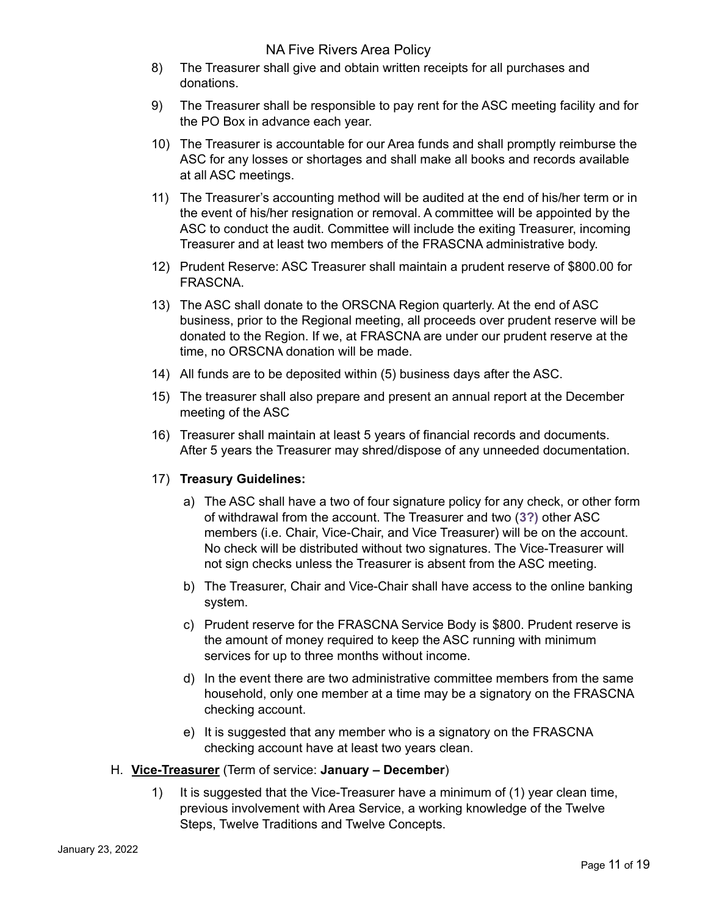8) The Treasurer shall give and obtain written receipts for all purchases and donations.

9) The Treasurer shall be responsible to pay rent for the ASC meeting facility and for the PO Box in advance each year.

10) The Treasurer is accountable for our Area funds and shall promptly reimburse the ASC for any losses or shortages and shall make all books and records available at all ASC meetings.

11) The Treasurer's accounting method will be audited at the end of his/her term or in the event of his/her resignation or removal. A committee will be appointed by the ASC to conduct the audit. Committee will include the exiting Treasurer, incoming Treasurer and at least two members of the FRASCNA administrative body.

12) Prudent Reserve: ASC Treasurer shall maintain a prudent reserve of $800.00 for FRASCNA.

13) The ASC shall donate to the ORSCNA Region quarterly. At the end of ASC business, prior to the Regional meeting, all proceeds over prudent reserve will be donated to the Region. If we, at FRASCNA are under our prudent reserve at the time, no ORSCNA donation will be made.

14) All funds are to be deposited within (5) business days after the ASC.

15) The treasurer shall also prepare and present an annual report at the December meeting of the ASC

16) Treasurer shall maintain at least 5 years of financial records and documents. After 5 years the Treasurer may shred/dispose of any unneeded documentation.

17) **Treasury Guidelines:**

    a) The ASC shall have a two of four signature policy for any check, or other form of withdrawal from the account. The Treasurer and two (**3?)** other ASC members (i.e. Chair, Vice-Chair, and Vice Treasurer) will be on the account. No check will be distributed without two signatures. The Vice-Treasurer will not sign checks unless the Treasurer is absent from the ASC meeting.

    b) The Treasurer, Chair and Vice-Chair shall have access to the online banking system.

    c) Prudent reserve for the FRASCNA Service Body is $800. Prudent reserve is the amount of money required to keep the ASC running with minimum services for up to three months without income.

    d) In the event there are two administrative committee members from the same household, only one member at a time may be a signatory on the FRASCNA checking account.

    e) It is suggested that any member who is a signatory on the FRASCNA checking account have at least two years clean.

H. <u>**Vice-Treasurer**</u> (Term of service: **January – December**)

1) It is suggested that the Vice-Treasurer have a minimum of (1) year clean time, previous involvement with Area Service, a working knowledge of the Twelve Steps, Twelve Traditions and Twelve Concepts.

January 23, 2022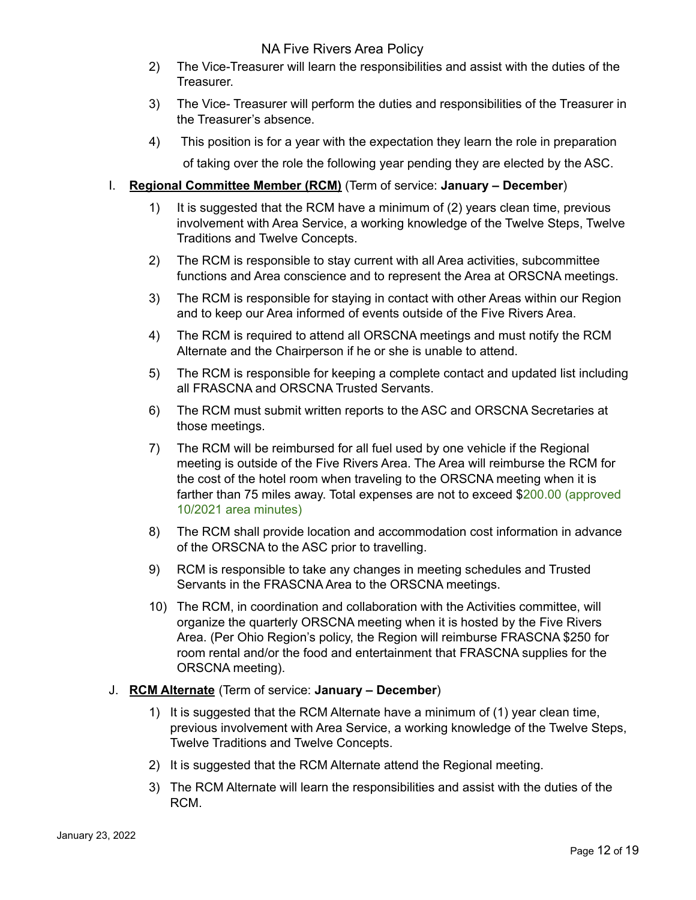2) The Vice-Treasurer will learn the responsibilities and assist with the duties of the Treasurer.

3) The Vice- Treasurer will perform the duties and responsibilities of the Treasurer in the Treasurer's absence.

4) This position is for a year with the expectation they learn the role in preparation of taking over the role the following year pending they are elected by the ASC.

I. **Regional Committee Member (RCM)** (Term of service: **January – December**)

1) It is suggested that the RCM have a minimum of (2) years clean time, previous involvement with Area Service, a working knowledge of the Twelve Steps, Twelve Traditions and Twelve Concepts.

2) The RCM is responsible to stay current with all Area activities, subcommittee functions and Area conscience and to represent the Area at ORSCNA meetings.

3) The RCM is responsible for staying in contact with other Areas within our Region and to keep our Area informed of events outside of the Five Rivers Area.

4) The RCM is required to attend all ORSCNA meetings and must notify the RCM Alternate and the Chairperson if he or she is unable to attend.

5) The RCM is responsible for keeping a complete contact and updated list including all FRASCNA and ORSCNA Trusted Servants.

6) The RCM must submit written reports to the ASC and ORSCNA Secretaries at those meetings.

7) The RCM will be reimbursed for all fuel used by one vehicle if the Regional meeting is outside of the Five Rivers Area. The Area will reimburse the RCM for the cost of the hotel room when traveling to the ORSCNA meeting when it is farther than 75 miles away. Total expenses are not to exceed $200.00 (approved 10/2021 area minutes)

8) The RCM shall provide location and accommodation cost information in advance of the ORSCNA to the ASC prior to travelling.

9) RCM is responsible to take any changes in meeting schedules and Trusted Servants in the FRASCNA Area to the ORSCNA meetings.

10) The RCM, in coordination and collaboration with the Activities committee, will organize the quarterly ORSCNA meeting when it is hosted by the Five Rivers Area. (Per Ohio Region's policy, the Region will reimburse FRASCNA $250 for room rental and/or the food and entertainment that FRASCNA supplies for the ORSCNA meeting).

J. **RCM Alternate** (Term of service: **January – December**)

1) It is suggested that the RCM Alternate have a minimum of (1) year clean time, previous involvement with Area Service, a working knowledge of the Twelve Steps, Twelve Traditions and Twelve Concepts.

2) It is suggested that the RCM Alternate attend the Regional meeting.

3) The RCM Alternate will learn the responsibilities and assist with the duties of the RCM.

January 23, 2022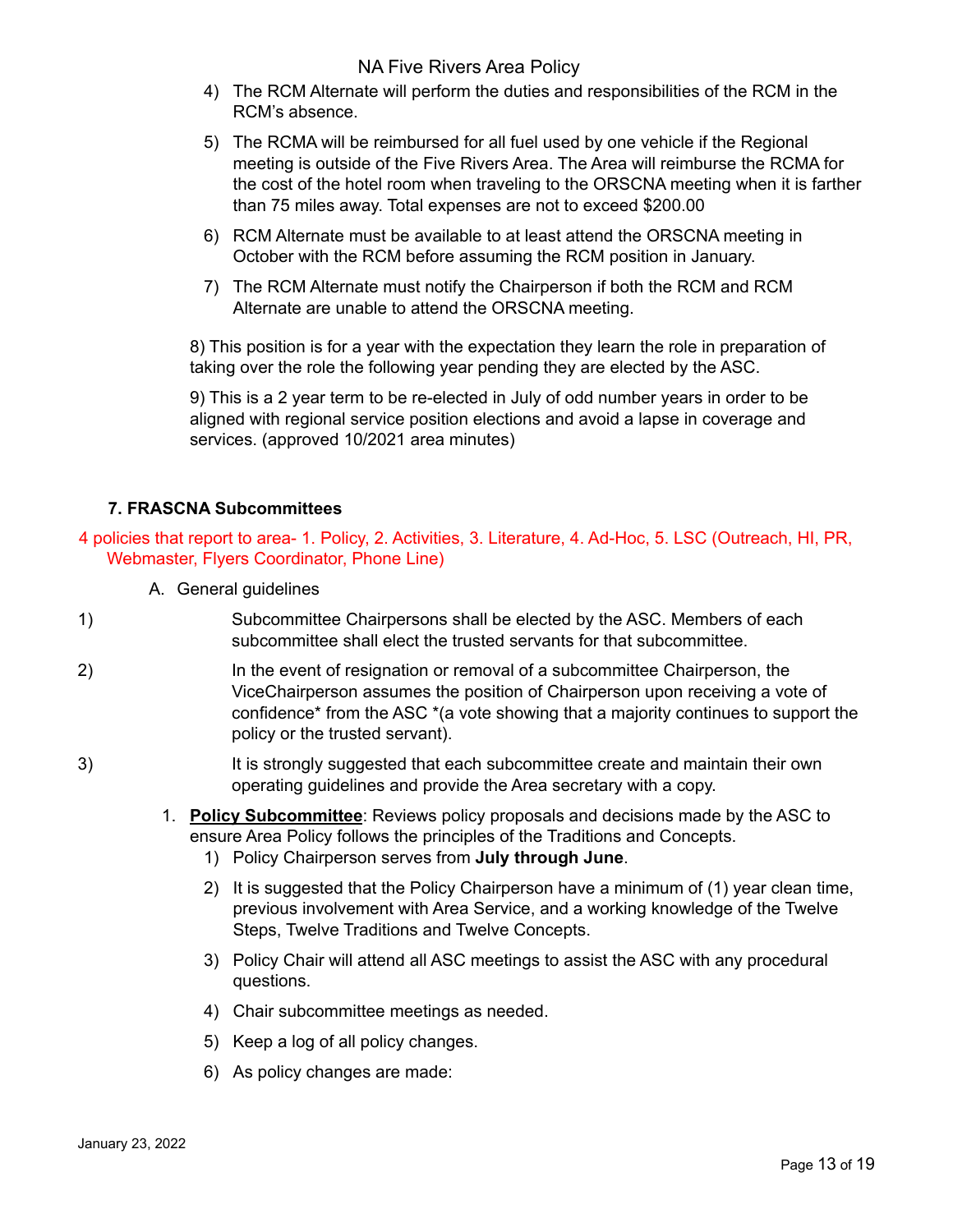4) The RCM Alternate will perform the duties and responsibilities of the RCM in the RCM's absence.

5) The RCMA will be reimbursed for all fuel used by one vehicle if the Regional meeting is outside of the Five Rivers Area. The Area will reimburse the RCMA for the cost of the hotel room when traveling to the ORSCNA meeting when it is farther than 75 miles away. Total expenses are not to exceed $200.00

6) RCM Alternate must be available to at least attend the ORSCNA meeting in October with the RCM before assuming the RCM position in January.

7) The RCM Alternate must notify the Chairperson if both the RCM and RCM Alternate are unable to attend the ORSCNA meeting.

8) This position is for a year with the expectation they learn the role in preparation of taking over the role the following year pending they are elected by the ASC.

9) This is a 2 year term to be re-elected in July of odd number years in order to be aligned with regional service position elections and avoid a lapse in coverage and services. (approved 10/2021 area minutes)

### 7. FRASCNA Subcommittees

4 policies that report to area- 1. Policy, 2. Activities, 3. Literature, 4. Ad-Hoc, 5. LSC (Outreach, HI, PR, Webmaster, Flyers Coordinator, Phone Line)

A. General guidelines

1) Subcommittee Chairpersons shall be elected by the ASC. Members of each subcommittee shall elect the trusted servants for that subcommittee.

2) In the event of resignation or removal of a subcommittee Chairperson, the ViceChairperson assumes the position of Chairperson upon receiving a vote of confidence* from the ASC *(a vote showing that a majority continues to support the policy or the trusted servant).

3) It is strongly suggested that each subcommittee create and maintain their own operating guidelines and provide the Area secretary with a copy.

1. **Policy Subcommittee**: Reviews policy proposals and decisions made by the ASC to ensure Area Policy follows the principles of the Traditions and Concepts.
   1) Policy Chairperson serves from **July through June**.
   2) It is suggested that the Policy Chairperson have a minimum of (1) year clean time, previous involvement with Area Service, and a working knowledge of the Twelve Steps, Twelve Traditions and Twelve Concepts.
   3) Policy Chair will attend all ASC meetings to assist the ASC with any procedural questions.
   4) Chair subcommittee meetings as needed.
   5) Keep a log of all policy changes.
   6) As policy changes are made: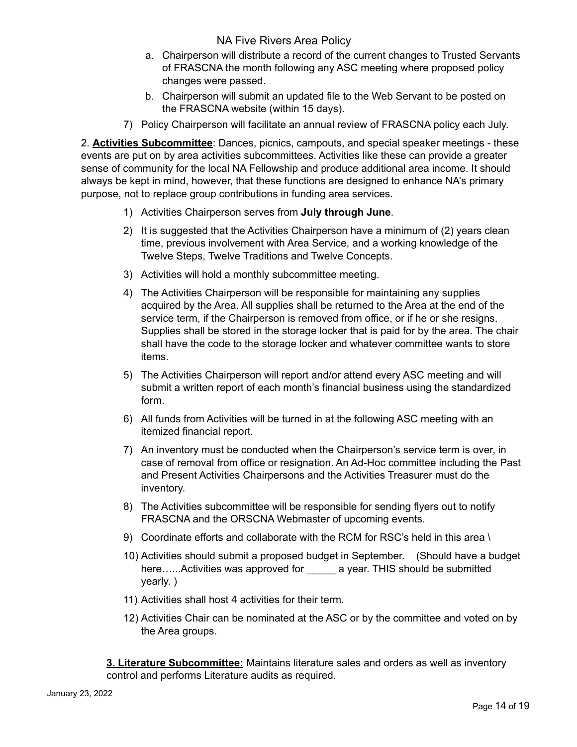a. Chairperson will distribute a record of the current changes to Trusted Servants of FRASCNA the month following any ASC meeting where proposed policy changes were passed.

b. Chairperson will submit an updated file to the Web Servant to be posted on the FRASCNA website (within 15 days).

7) Policy Chairperson will facilitate an annual review of FRASCNA policy each July.

2. **Activities Subcommittee**: Dances, picnics, campouts, and special speaker meetings - these events are put on by area activities subcommittees. Activities like these can provide a greater sense of community for the local NA Fellowship and produce additional area income. It should always be kept in mind, however, that these functions are designed to enhance NA's primary purpose, not to replace group contributions in funding area services.

1) Activities Chairperson serves from **July through June**.

2) It is suggested that the Activities Chairperson have a minimum of (2) years clean time, previous involvement with Area Service, and a working knowledge of the Twelve Steps, Twelve Traditions and Twelve Concepts.

3) Activities will hold a monthly subcommittee meeting.

4) The Activities Chairperson will be responsible for maintaining any supplies acquired by the Area. All supplies shall be returned to the Area at the end of the service term, if the Chairperson is removed from office, or if he or she resigns. Supplies shall be stored in the storage locker that is paid for by the area. The chair shall have the code to the storage locker and whatever committee wants to store items.

5) The Activities Chairperson will report and/or attend every ASC meeting and will submit a written report of each month's financial business using the standardized form.

6) All funds from Activities will be turned in at the following ASC meeting with an itemized financial report.

7) An inventory must be conducted when the Chairperson's service term is over, in case of removal from office or resignation. An Ad-Hoc committee including the Past and Present Activities Chairpersons and the Activities Treasurer must do the inventory.

8) The Activities subcommittee will be responsible for sending flyers out to notify FRASCNA and the ORSCNA Webmaster of upcoming events.

9) Coordinate efforts and collaborate with the RCM for RSC's held in this area \

10) Activities should submit a proposed budget in September. (Should have a budget here…...Activities was approved for _____ a year. THIS should be submitted yearly. )

11) Activities shall host 4 activities for their term.

12) Activities Chair can be nominated at the ASC or by the committee and voted on by the Area groups.

**3. Literature Subcommittee:** Maintains literature sales and orders as well as inventory control and performs Literature audits as required.

January 23, 2022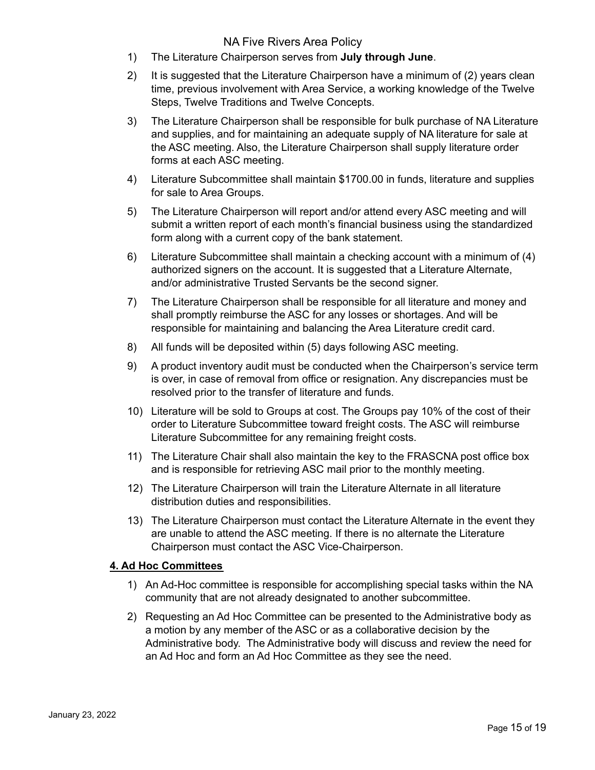1) The Literature Chairperson serves from **July through June**.
2) It is suggested that the Literature Chairperson have a minimum of (2) years clean time, previous involvement with Area Service, a working knowledge of the Twelve Steps, Twelve Traditions and Twelve Concepts.
3) The Literature Chairperson shall be responsible for bulk purchase of NA Literature and supplies, and for maintaining an adequate supply of NA literature for sale at the ASC meeting. Also, the Literature Chairperson shall supply literature order forms at each ASC meeting.
4) Literature Subcommittee shall maintain $1700.00 in funds, literature and supplies for sale to Area Groups.
5) The Literature Chairperson will report and/or attend every ASC meeting and will submit a written report of each month's financial business using the standardized form along with a current copy of the bank statement.
6) Literature Subcommittee shall maintain a checking account with a minimum of (4) authorized signers on the account. It is suggested that a Literature Alternate, and/or administrative Trusted Servants be the second signer.
7) The Literature Chairperson shall be responsible for all literature and money and shall promptly reimburse the ASC for any losses or shortages. And will be responsible for maintaining and balancing the Area Literature credit card.
8) All funds will be deposited within (5) days following ASC meeting.
9) A product inventory audit must be conducted when the Chairperson's service term is over, in case of removal from office or resignation. Any discrepancies must be resolved prior to the transfer of literature and funds.
10) Literature will be sold to Groups at cost. The Groups pay 10% of the cost of their order to Literature Subcommittee toward freight costs. The ASC will reimburse Literature Subcommittee for any remaining freight costs.
11) The Literature Chair shall also maintain the key to the FRASCNA post office box and is responsible for retrieving ASC mail prior to the monthly meeting.
12) The Literature Chairperson will train the Literature Alternate in all literature distribution duties and responsibilities.
13) The Literature Chairperson must contact the Literature Alternate in the event they are unable to attend the ASC meeting. If there is no alternate the Literature Chairperson must contact the ASC Vice-Chairperson.

## 4. Ad Hoc Committees

1) An Ad-Hoc committee is responsible for accomplishing special tasks within the NA community that are not already designated to another subcommittee.
2) Requesting an Ad Hoc Committee can be presented to the Administrative body as a motion by any member of the ASC or as a collaborative decision by the Administrative body. The Administrative body will discuss and review the need for an Ad Hoc and form an Ad Hoc Committee as they see the need.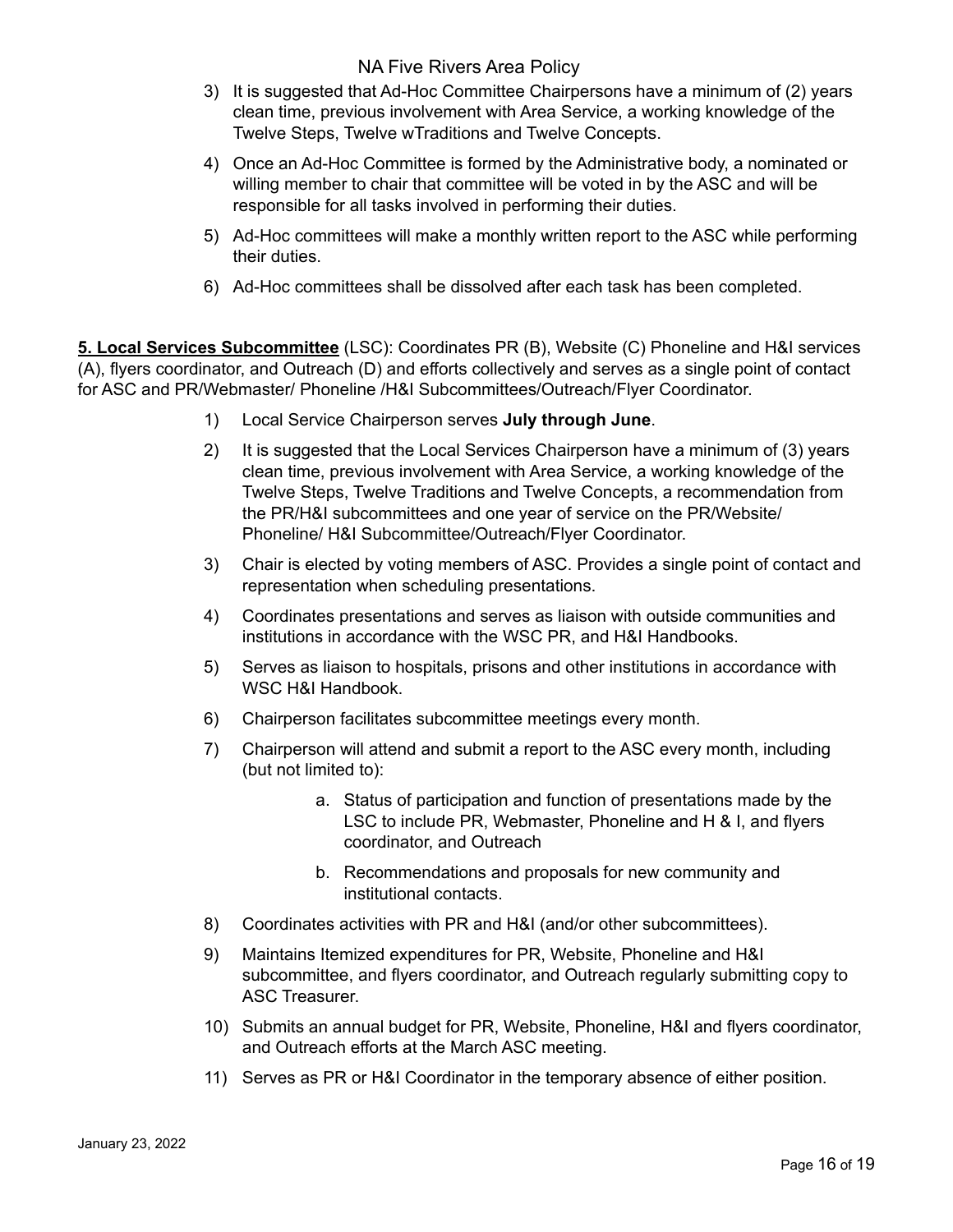3) It is suggested that Ad-Hoc Committee Chairpersons have a minimum of (2) years clean time, previous involvement with Area Service, a working knowledge of the Twelve Steps, Twelve wTraditions and Twelve Concepts.
4) Once an Ad-Hoc Committee is formed by the Administrative body, a nominated or willing member to chair that committee will be voted in by the ASC and will be responsible for all tasks involved in performing their duties.
5) Ad-Hoc committees will make a monthly written report to the ASC while performing their duties.
6) Ad-Hoc committees shall be dissolved after each task has been completed.

**5. Local Services Subcommittee** (LSC): Coordinates PR (B), Website (C) Phoneline and H&I services (A), flyers coordinator, and Outreach (D) and efforts collectively and serves as a single point of contact for ASC and PR/Webmaster/ Phoneline /H&I Subcommittees/Outreach/Flyer Coordinator.

1) Local Service Chairperson serves **July through June**.
2) It is suggested that the Local Services Chairperson have a minimum of (3) years clean time, previous involvement with Area Service, a working knowledge of the Twelve Steps, Twelve Traditions and Twelve Concepts, a recommendation from the PR/H&I subcommittees and one year of service on the PR/Website/ Phoneline/ H&I Subcommittee/Outreach/Flyer Coordinator.
3) Chair is elected by voting members of ASC. Provides a single point of contact and representation when scheduling presentations.
4) Coordinates presentations and serves as liaison with outside communities and institutions in accordance with the WSC PR, and H&I Handbooks.
5) Serves as liaison to hospitals, prisons and other institutions in accordance with WSC H&I Handbook.
6) Chairperson facilitates subcommittee meetings every month.
7) Chairperson will attend and submit a report to the ASC every month, including (but not limited to):
    a. Status of participation and function of presentations made by the LSC to include PR, Webmaster, Phoneline and H & I, and flyers coordinator, and Outreach
    b. Recommendations and proposals for new community and institutional contacts.
8) Coordinates activities with PR and H&I (and/or other subcommittees).
9) Maintains Itemized expenditures for PR, Website, Phoneline and H&I subcommittee, and flyers coordinator, and Outreach regularly submitting copy to ASC Treasurer.
10) Submits an annual budget for PR, Website, Phoneline, H&I and flyers coordinator, and Outreach efforts at the March ASC meeting.
11) Serves as PR or H&I Coordinator in the temporary absence of either position.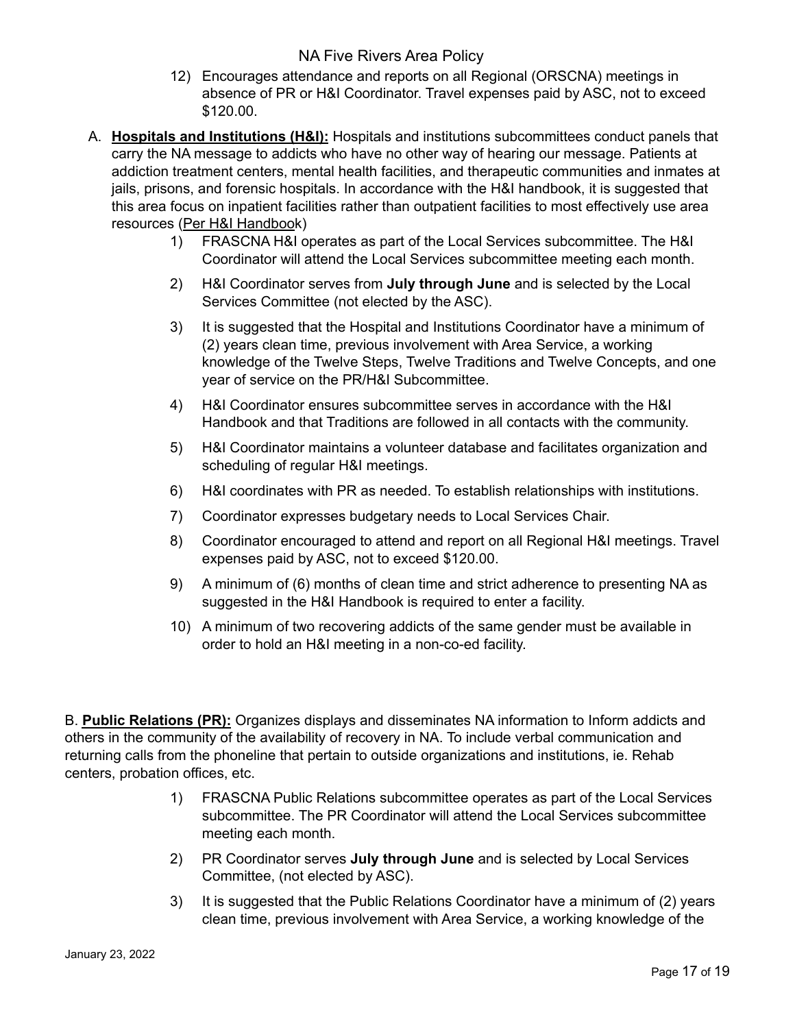12) Encourages attendance and reports on all Regional (ORSCNA) meetings in absence of PR or H&I Coordinator. Travel expenses paid by ASC, not to exceed $120.00.

A. **Hospitals and Institutions (H&I):** Hospitals and institutions subcommittees conduct panels that carry the NA message to addicts who have no other way of hearing our message. Patients at addiction treatment centers, mental health facilities, and therapeutic communities and inmates at jails, prisons, and forensic hospitals. In accordance with the H&I handbook, it is suggested that this area focus on inpatient facilities rather than outpatient facilities to most effectively use area resources (Per H&I Handbook)

1) FRASCNA H&I operates as part of the Local Services subcommittee. The H&I Coordinator will attend the Local Services subcommittee meeting each month.
2) H&I Coordinator serves from **July through June** and is selected by the Local Services Committee (not elected by the ASC).
3) It is suggested that the Hospital and Institutions Coordinator have a minimum of (2) years clean time, previous involvement with Area Service, a working knowledge of the Twelve Steps, Twelve Traditions and Twelve Concepts, and one year of service on the PR/H&I Subcommittee.
4) H&I Coordinator ensures subcommittee serves in accordance with the H&I Handbook and that Traditions are followed in all contacts with the community.
5) H&I Coordinator maintains a volunteer database and facilitates organization and scheduling of regular H&I meetings.
6) H&I coordinates with PR as needed. To establish relationships with institutions.
7) Coordinator expresses budgetary needs to Local Services Chair.
8) Coordinator encouraged to attend and report on all Regional H&I meetings. Travel expenses paid by ASC, not to exceed $120.00.
9) A minimum of (6) months of clean time and strict adherence to presenting NA as suggested in the H&I Handbook is required to enter a facility.
10) A minimum of two recovering addicts of the same gender must be available in order to hold an H&I meeting in a non-co-ed facility.

B. **Public Relations (PR):** Organizes displays and disseminates NA information to Inform addicts and others in the community of the availability of recovery in NA. To include verbal communication and returning calls from the phoneline that pertain to outside organizations and institutions, ie. Rehab centers, probation offices, etc.

1) FRASCNA Public Relations subcommittee operates as part of the Local Services subcommittee. The PR Coordinator will attend the Local Services subcommittee meeting each month.
2) PR Coordinator serves **July through June** and is selected by Local Services Committee, (not elected by ASC).
3) It is suggested that the Public Relations Coordinator have a minimum of (2) years clean time, previous involvement with Area Service, a working knowledge of the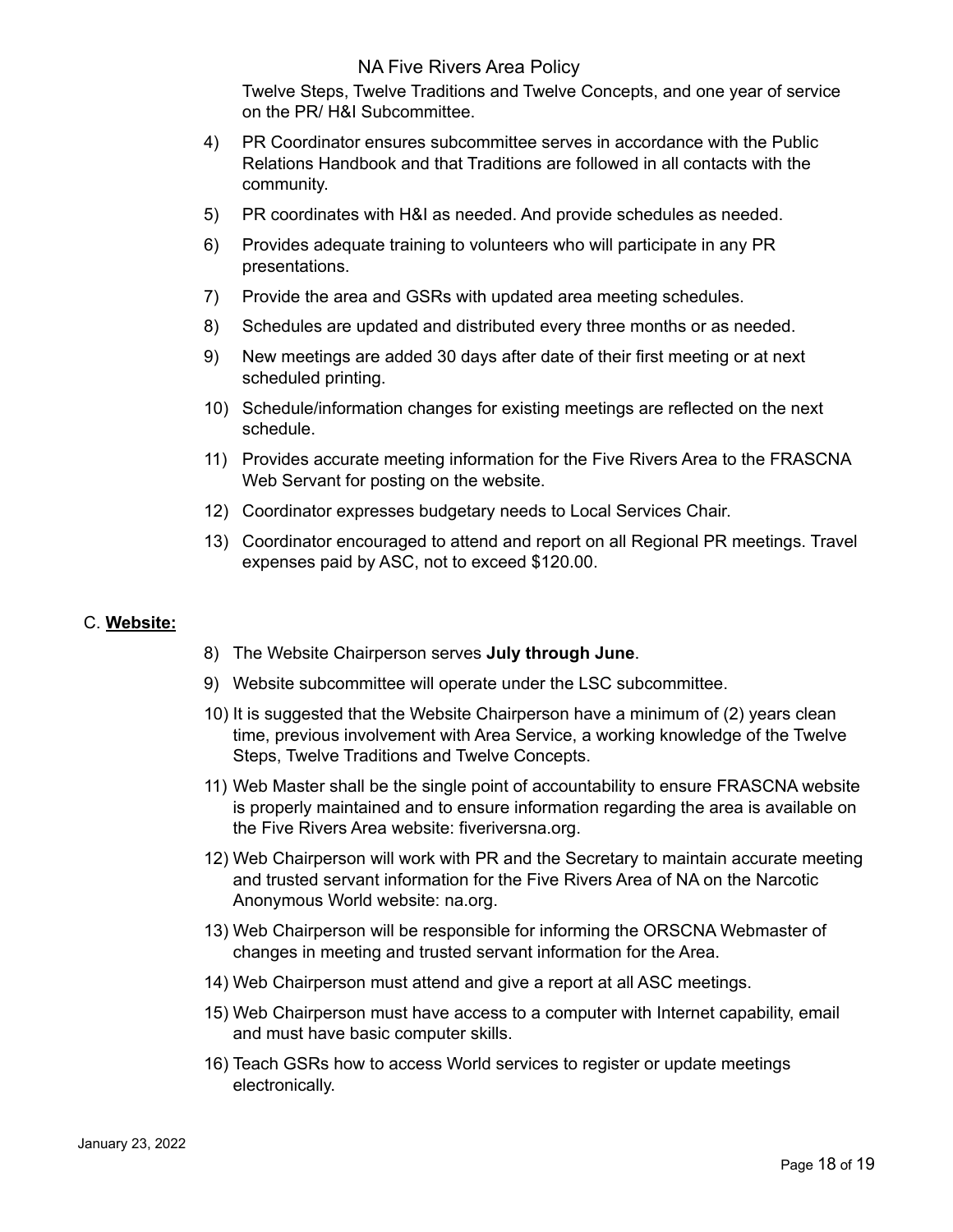Twelve Steps, Twelve Traditions and Twelve Concepts, and one year of service on the PR/ H&I Subcommittee.

4) PR Coordinator ensures subcommittee serves in accordance with the Public Relations Handbook and that Traditions are followed in all contacts with the community.
5) PR coordinates with H&I as needed. And provide schedules as needed.
6) Provides adequate training to volunteers who will participate in any PR presentations.
7) Provide the area and GSRs with updated area meeting schedules.
8) Schedules are updated and distributed every three months or as needed.
9) New meetings are added 30 days after date of their first meeting or at next scheduled printing.
10) Schedule/information changes for existing meetings are reflected on the next schedule.
11) Provides accurate meeting information for the Five Rivers Area to the FRASCNA Web Servant for posting on the website.
12) Coordinator expresses budgetary needs to Local Services Chair.
13) Coordinator encouraged to attend and report on all Regional PR meetings. Travel expenses paid by ASC, not to exceed $120.00.

C. **Website:**

8) The Website Chairperson serves **July through June**.
9) Website subcommittee will operate under the LSC subcommittee.
10) It is suggested that the Website Chairperson have a minimum of (2) years clean time, previous involvement with Area Service, a working knowledge of the Twelve Steps, Twelve Traditions and Twelve Concepts.
11) Web Master shall be the single point of accountability to ensure FRASCNA website is properly maintained and to ensure information regarding the area is available on the Five Rivers Area website: fiveriversna.org.
12) Web Chairperson will work with PR and the Secretary to maintain accurate meeting and trusted servant information for the Five Rivers Area of NA on the Narcotic Anonymous World website: na.org.
13) Web Chairperson will be responsible for informing the ORSCNA Webmaster of changes in meeting and trusted servant information for the Area.
14) Web Chairperson must attend and give a report at all ASC meetings.
15) Web Chairperson must have access to a computer with Internet capability, email and must have basic computer skills.
16) Teach GSRs how to access World services to register or update meetings electronically.

January 23, 2022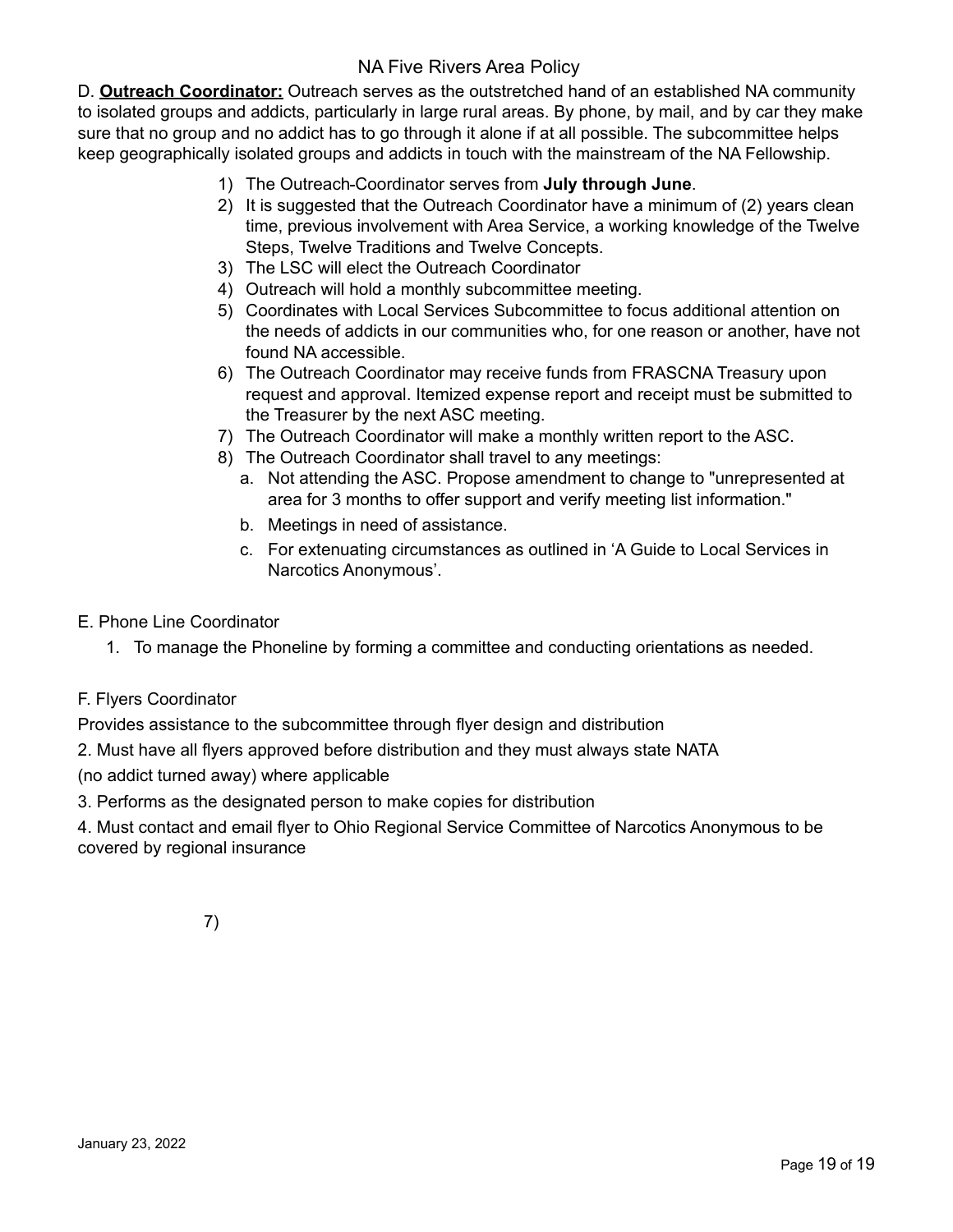D. **Outreach Coordinator:** Outreach serves as the outstretched hand of an established NA community to isolated groups and addicts, particularly in large rural areas. By phone, by mail, and by car they make sure that no group and no addict has to go through it alone if at all possible. The subcommittee helps keep geographically isolated groups and addicts in touch with the mainstream of the NA Fellowship.

1) The Outreach Coordinator serves from **July through June**.
2) It is suggested that the Outreach Coordinator have a minimum of (2) years clean time, previous involvement with Area Service, a working knowledge of the Twelve Steps, Twelve Traditions and Twelve Concepts.
3) The LSC will elect the Outreach Coordinator
4) Outreach will hold a monthly subcommittee meeting.
5) Coordinates with Local Services Subcommittee to focus additional attention on the needs of addicts in our communities who, for one reason or another, have not found NA accessible.
6) The Outreach Coordinator may receive funds from FRASCNA Treasury upon request and approval. Itemized expense report and receipt must be submitted to the Treasurer by the next ASC meeting.
7) The Outreach Coordinator will make a monthly written report to the ASC.
8) The Outreach Coordinator shall travel to any meetings:
   a. Not attending the ASC. Propose amendment to change to "unrepresented at area for 3 months to offer support and verify meeting list information."
   b. Meetings in need of assistance.
   c. For extenuating circumstances as outlined in 'A Guide to Local Services in Narcotics Anonymous'.

E. Phone Line Coordinator

1. To manage the Phoneline by forming a committee and conducting orientations as needed.

F. Flyers Coordinator

Provides assistance to the subcommittee through flyer design and distribution

2. Must have all flyers approved before distribution and they must always state NATA (no addict turned away) where applicable

3. Performs as the designated person to make copies for distribution

4. Must contact and email flyer to Ohio Regional Service Committee of Narcotics Anonymous to be covered by regional insurance

7)

January 23, 2022